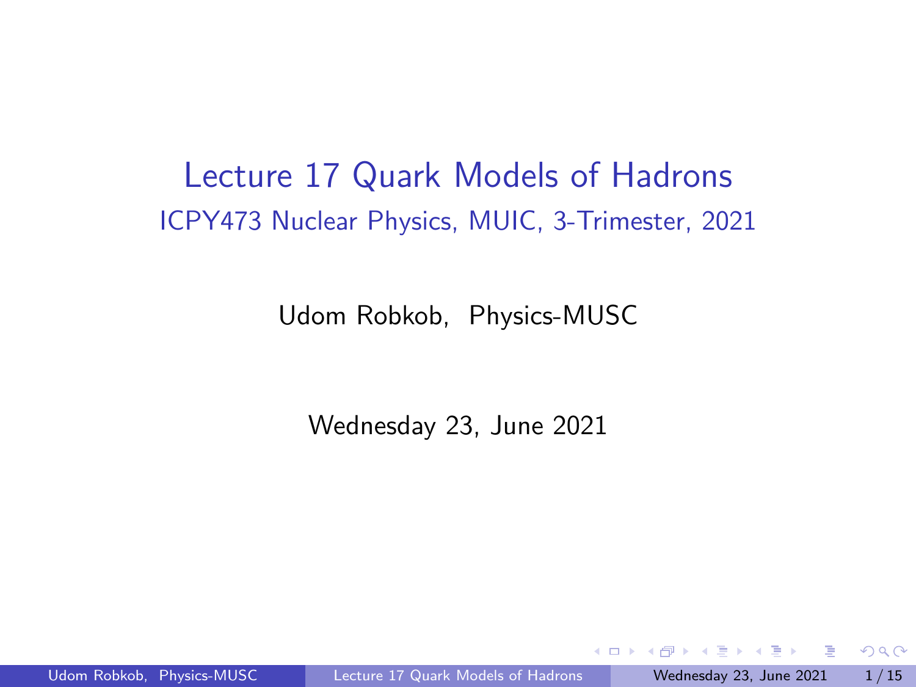# Lecture 17 Quark Models of Hadrons

## ICPY473 Nuclear Physics, MUIC, 3-Trimester, 2021

Udom Robkob, Physics-MUSC

Wednesday 23, June 2021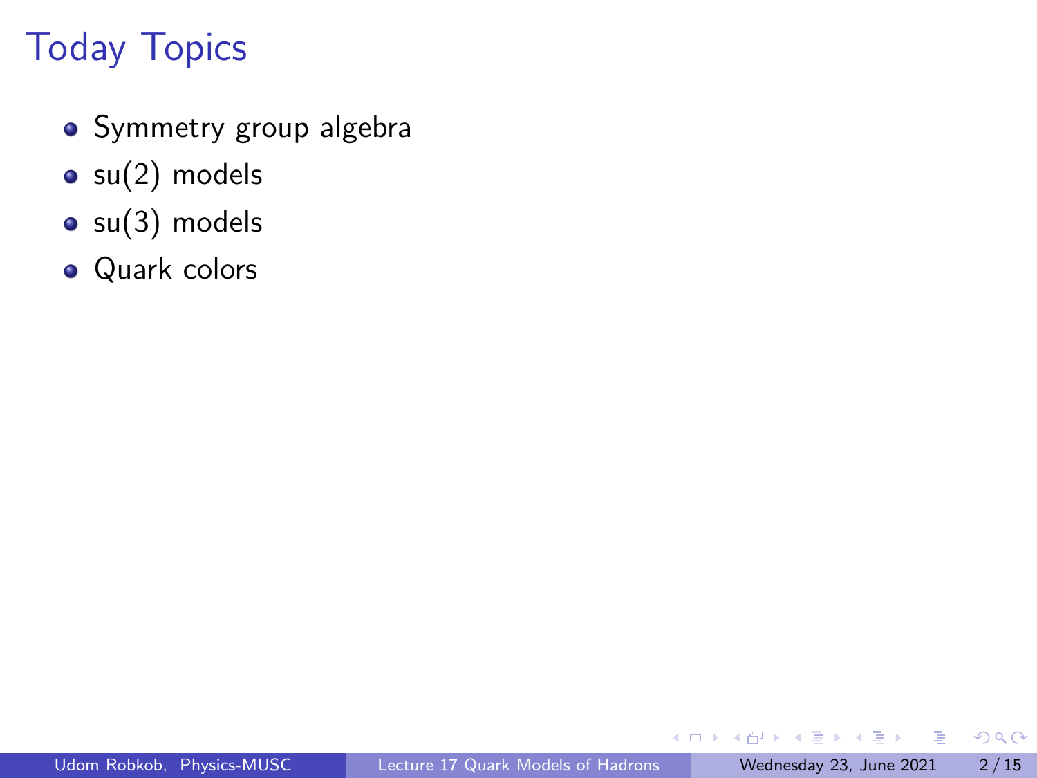# Today Topics

- Symmetry group algebra
- su(2) models
- su(3) models
- Quark colors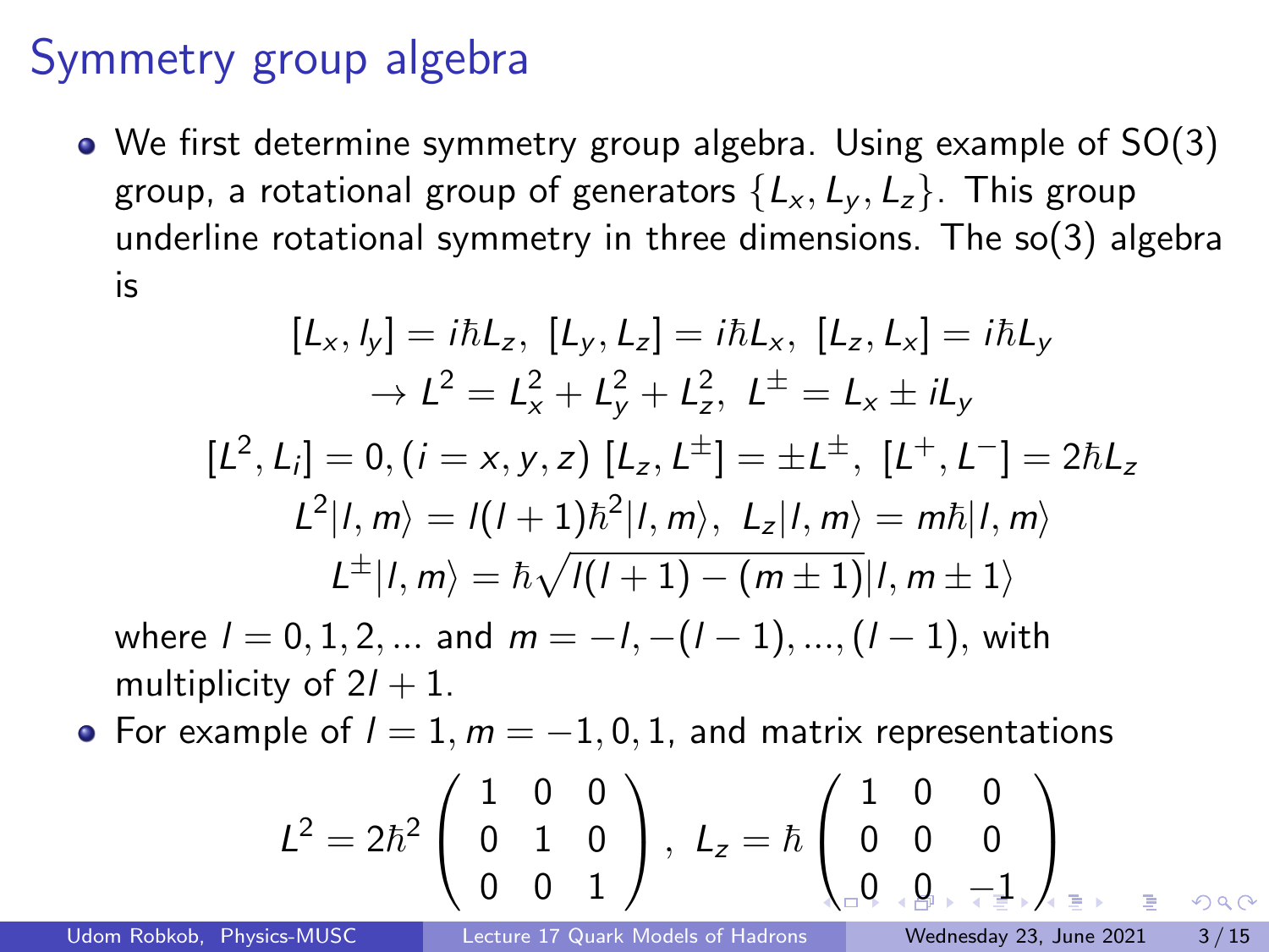# Symmetry group algebra

- We first determine symmetry group algebra. Using example of SO(3) group, a rotational group of generators $\{L_x, L_y, L_z\}$. This group underline rotational symmetry in three dimensions. The so(3) algebra is

$$[L_x, l_y] = i\hbar L_z,\ [L_y, L_z] = i\hbar L_x,\ [L_z, L_x] = i\hbar L_y$$

$$\rightarrow L^2 = L_x^2 + L_y^2 + L_z^2,\ L^{\pm} = L_x \pm iL_y$$

$$[L^2, L_i] = 0, (i = x, y, z)\ [L_z, L^{\pm}] = \pm L^{\pm},\ [L^+, L^-] = 2\hbar L_z$$

$$L^2|l, m\rangle = l(l+1)\hbar^2|l, m\rangle,\ L_z|l, m\rangle = m\hbar|l, m\rangle$$

$$L^{\pm}|l, m\rangle = \hbar\sqrt{l(l+1) - (m \pm 1)}|l, m \pm 1\rangle$$

where $l = 0, 1, 2, ...$ and $m = -l, -(l-1), ..., (l-1)$, with multiplicity of $2l + 1$.

- For example of $l = 1, m = -1, 0, 1$, and matrix representations

$$L^2 = 2\hbar^2 \begin{pmatrix} 1 & 0 & 0 \\ 0 & 1 & 0 \\ 0 & 0 & 1 \end{pmatrix},\ L_z = \hbar \begin{pmatrix} 1 & 0 & 0 \\ 0 & 0 & 0 \\ 0 & 0 & -1 \end{pmatrix}$$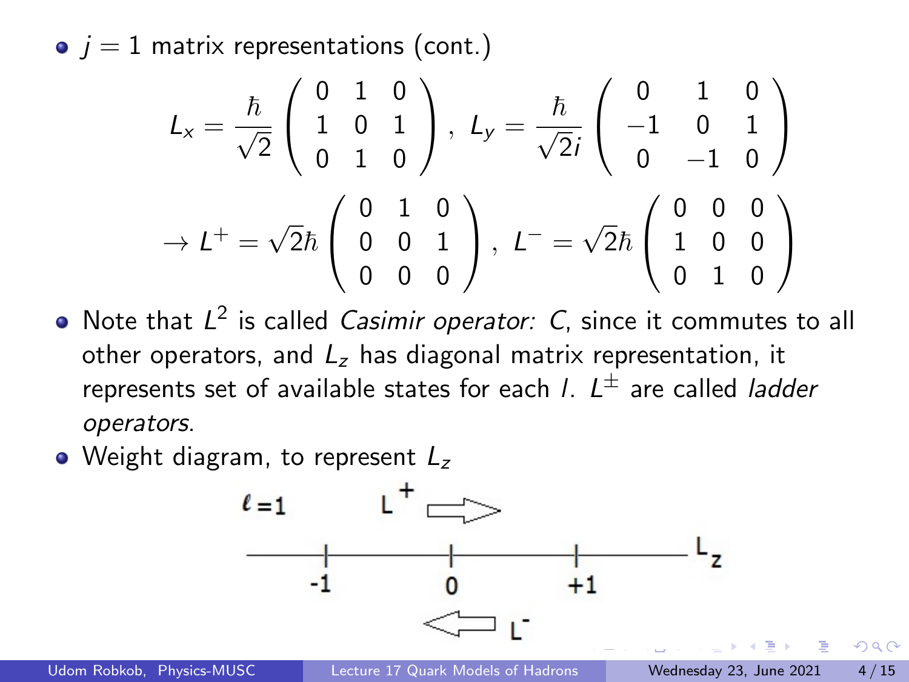- $j = 1$ matrix representations (cont.)

$$L_x = \frac{\hbar}{\sqrt{2}} \begin{pmatrix} 0 & 1 & 0 \\ 1 & 0 & 1 \\ 0 & 1 & 0 \end{pmatrix}, \; L_y = \frac{\hbar}{\sqrt{2}i} \begin{pmatrix} 0 & 1 & 0 \\ -1 & 0 & 1 \\ 0 & -1 & 0 \end{pmatrix}$$

$$\rightarrow L^+ = \sqrt{2}\hbar \begin{pmatrix} 0 & 1 & 0 \\ 0 & 0 & 1 \\ 0 & 0 & 0 \end{pmatrix}, \; L^- = \sqrt{2}\hbar \begin{pmatrix} 0 & 0 & 0 \\ 1 & 0 & 0 \\ 0 & 1 & 0 \end{pmatrix}$$

- Note that $L^2$ is called *Casimir operator:* $C$, since it commutes to all other operators, and $L_z$ has diagonal matrix representation, it represents set of available states for each $l$. $L^{\pm}$ are called *ladder operators*.
- Weight diagram, to represent $L_z$

$\ell = 1$ — $L^+$ (arrow right); $L_z$ axis with points $-1$, $0$, $+1$; $L^-$ (arrow left)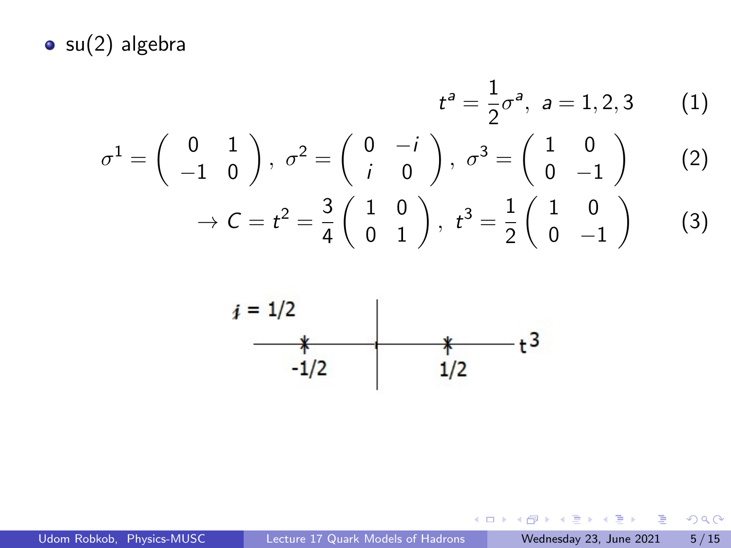- su(2) algebra

$$t^a = \frac{1}{2}\sigma^a, \; a = 1, 2, 3 \tag{1}$$

$$\sigma^1 = \begin{pmatrix} 0 & 1 \\ -1 & 0 \end{pmatrix}, \; \sigma^2 = \begin{pmatrix} 0 & -i \\ i & 0 \end{pmatrix}, \; \sigma^3 = \begin{pmatrix} 1 & 0 \\ 0 & -1 \end{pmatrix} \tag{2}$$

$$\rightarrow C = t^2 = \frac{3}{4}\begin{pmatrix} 1 & 0 \\ 0 & 1 \end{pmatrix}, \; t^3 = \frac{1}{2}\begin{pmatrix} 1 & 0 \\ 0 & -1 \end{pmatrix} \tag{3}$$

$i = 1/2$

-1/2 &nbsp;&nbsp;&nbsp;&nbsp; 1/2 &nbsp;&nbsp;&nbsp;&nbsp; $t^3$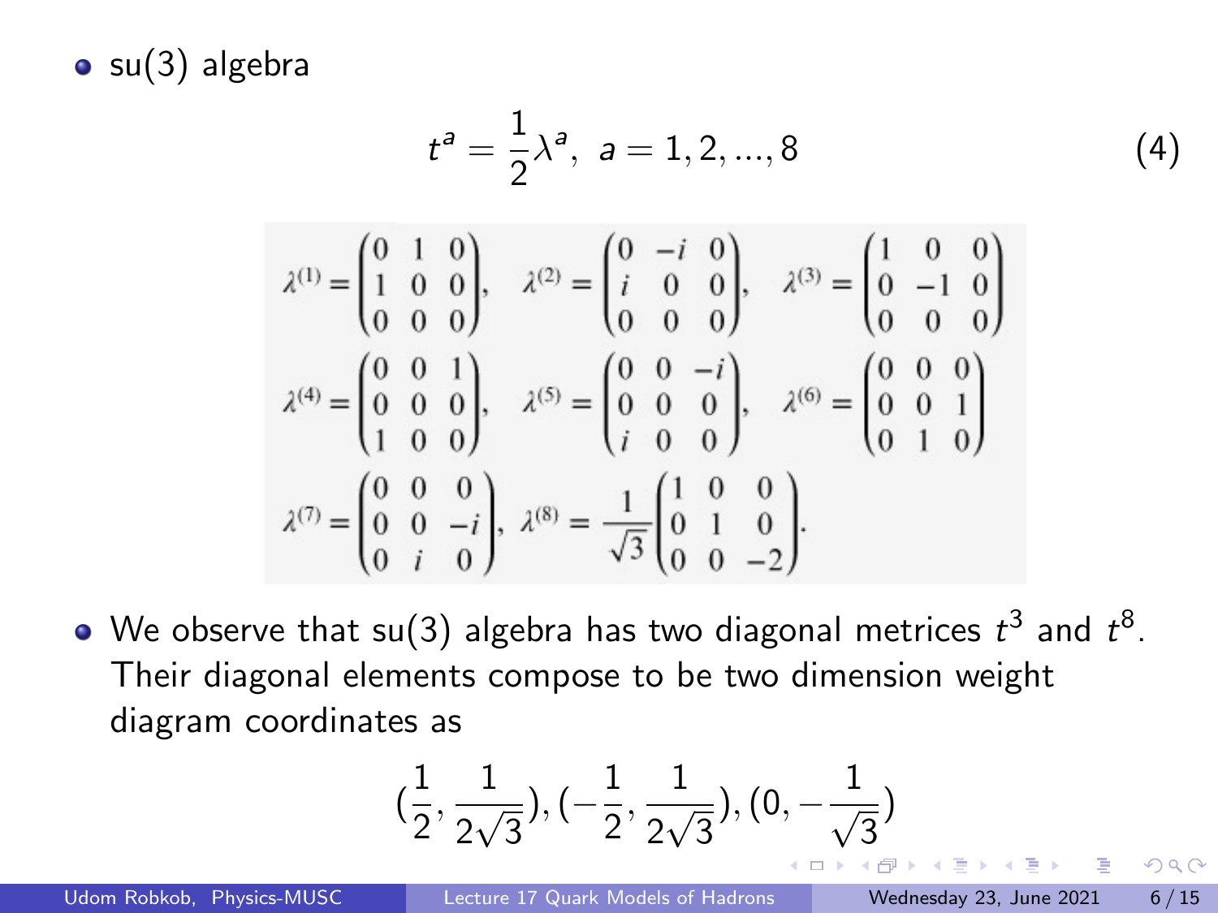- su(3) algebra

$$t^a = \frac{1}{2}\lambda^a, \ \ a = 1, 2, ..., 8 \tag{4}$$

$$\lambda^{(1)} = \begin{pmatrix} 0 & 1 & 0 \\ 1 & 0 & 0 \\ 0 & 0 & 0 \end{pmatrix}, \quad \lambda^{(2)} = \begin{pmatrix} 0 & -i & 0 \\ i & 0 & 0 \\ 0 & 0 & 0 \end{pmatrix}, \quad \lambda^{(3)} = \begin{pmatrix} 1 & 0 & 0 \\ 0 & -1 & 0 \\ 0 & 0 & 0 \end{pmatrix}$$

$$\lambda^{(4)} = \begin{pmatrix} 0 & 0 & 1 \\ 0 & 0 & 0 \\ 1 & 0 & 0 \end{pmatrix}, \quad \lambda^{(5)} = \begin{pmatrix} 0 & 0 & -i \\ 0 & 0 & 0 \\ i & 0 & 0 \end{pmatrix}, \quad \lambda^{(6)} = \begin{pmatrix} 0 & 0 & 0 \\ 0 & 0 & 1 \\ 0 & 1 & 0 \end{pmatrix}$$

$$\lambda^{(7)} = \begin{pmatrix} 0 & 0 & 0 \\ 0 & 0 & -i \\ 0 & i & 0 \end{pmatrix}, \quad \lambda^{(8)} = \frac{1}{\sqrt{3}} \begin{pmatrix} 1 & 0 & 0 \\ 0 & 1 & 0 \\ 0 & 0 & -2 \end{pmatrix}.$$

- We observe that su(3) algebra has two diagonal metrices $t^3$ and $t^8$. Their diagonal elements compose to be two dimension weight diagram coordinates as

$$\left(\frac{1}{2}, \frac{1}{2\sqrt{3}}\right), \left(-\frac{1}{2}, \frac{1}{2\sqrt{3}}\right), \left(0, -\frac{1}{\sqrt{3}}\right)$$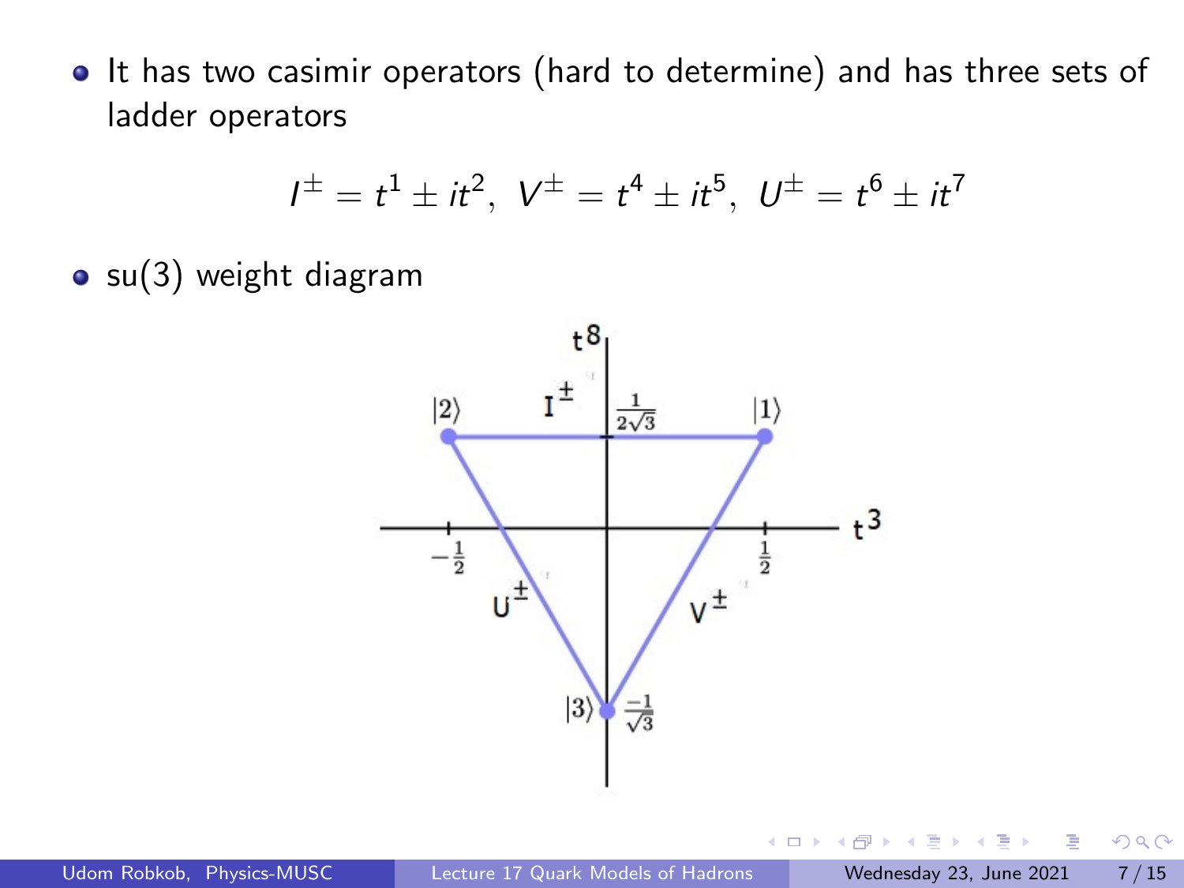- It has two casimir operators (hard to determine) and has three sets of ladder operators

$$I^{\pm} = t^1 \pm it^2,\ V^{\pm} = t^4 \pm it^5,\ U^{\pm} = t^6 \pm it^7$$

- su(3) weight diagram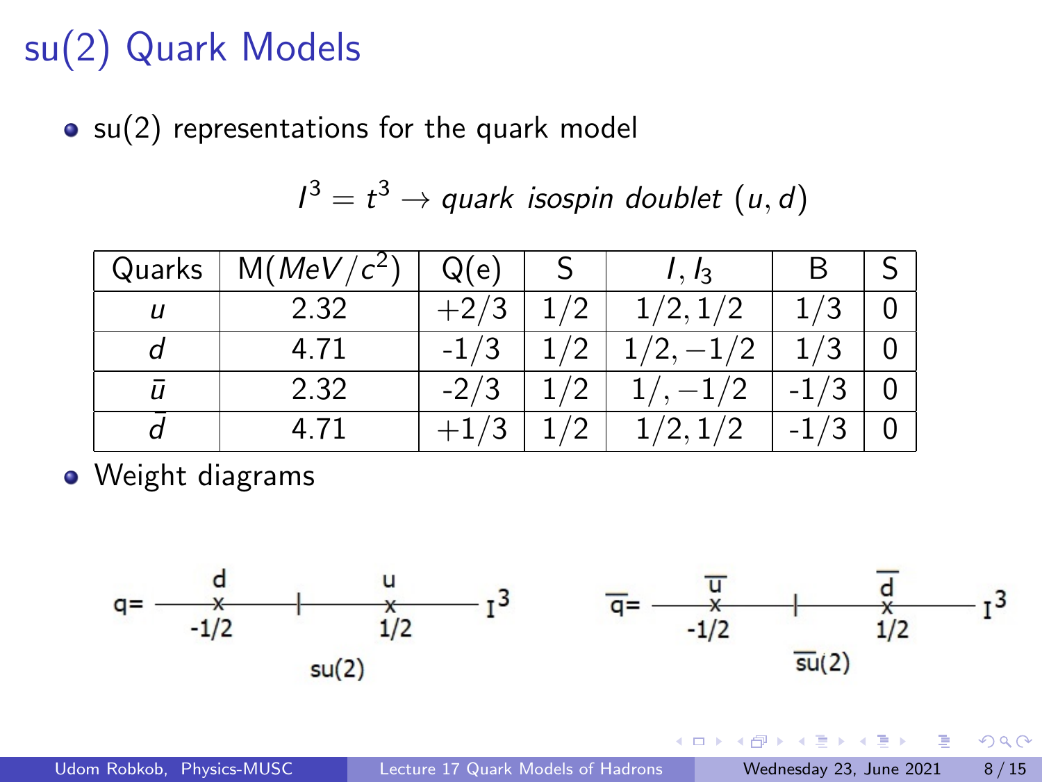# su(2) Quark Models

- su(2) representations for the quark model

$$I^3 = t^3 \rightarrow quark\ isospin\ doublet\ (u, d)$$

| Quarks | M($MeV/c^2$) | Q(e) | S | $I, I_3$ | B | S |
|---|---|---|---|---|---|---|
| $u$ | 2.32 | $+2/3$ | $1/2$ | $1/2, 1/2$ | $1/3$ | 0 |
| $d$ | 4.71 | -$1/3$ | $1/2$ | $1/2, -1/2$ | $1/3$ | 0 |
| $\bar{u}$ | 2.32 | -$2/3$ | $1/2$ | $1/, -1/2$ | -$1/3$ | 0 |
| $\bar{d}$ | 4.71 | $+1/3$ | $1/2$ | $1/2, 1/2$ | -$1/3$ | 0 |

- Weight diagrams

q= d at $-1/2$, u at $1/2$ along $I^3$ — su(2)

$\overline{q}$= $\overline{u}$ at $-1/2$, $\overline{d}$ at $1/2$ along $I^3$ — $\overline{su}(2)$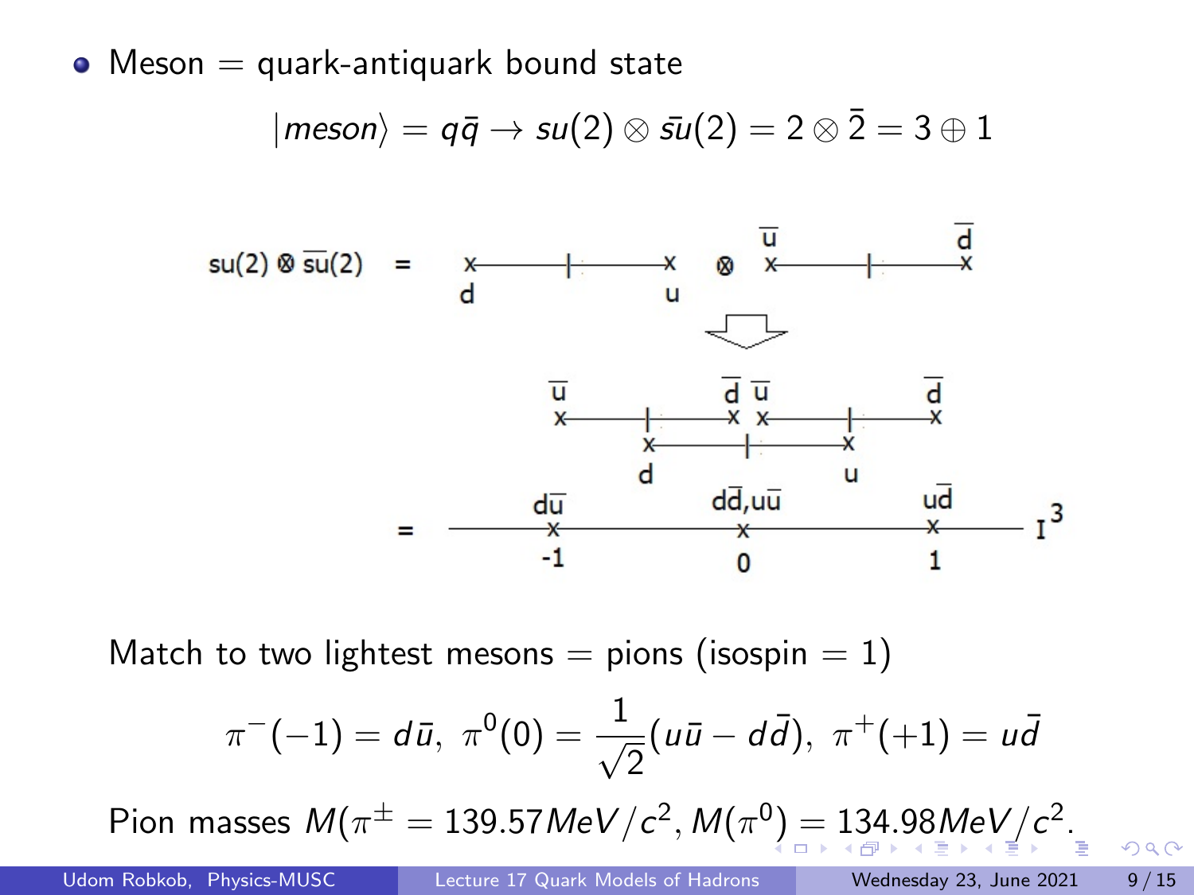- Meson = quark-antiquark bound state

$$|meson\rangle = q\bar{q} \rightarrow su(2) \otimes \bar{su}(2) = 2 \otimes \bar{2} = 3 \oplus 1$$

su(2) ⊗ $\overline{\text{su}}$(2) = d — u ⊗ $\bar{u}$ — $\bar{d}$

= $d\bar{u}$ (−1), $d\bar{d}$, $u\bar{u}$ (0), $u\bar{d}$ (1) $I^3$

Match to two lightest mesons = pions (isospin = 1)

$$\pi^-(-1) = d\bar{u},\ \pi^0(0) = \frac{1}{\sqrt{2}}(u\bar{u} - d\bar{d}),\ \pi^+(+1) = u\bar{d}$$

Pion masses $M(\pi^{\pm} = 139.57 MeV/c^2, M(\pi^0) = 134.98 MeV/c^2$.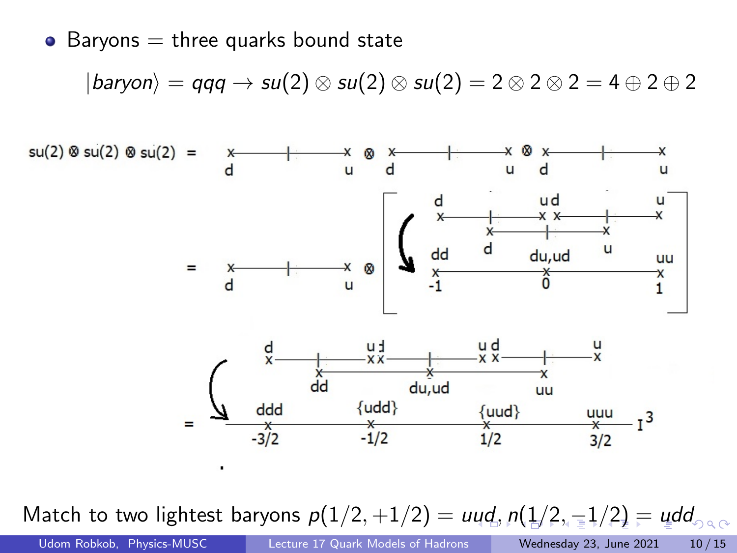- Baryons = three quarks bound state

$$|baryon\rangle = qqq \rightarrow su(2) \otimes su(2) \otimes su(2) = 2 \otimes 2 \otimes 2 = 4 \oplus 2 \oplus 2$$

su(2) ⊗ su(2) ⊗ su(2) = d — u ⊗ d — u ⊗ d — u

= d — u ⊗ [ d, ud, u ; d, u ; dd (-1), du,ud (0), uu (1) ]

= ddd (-3/2), {udd} (-1/2), {uud} (1/2), uuu (3/2) $I^3$

Match to two lightest baryons $p(1/2, +1/2) = uud$, $n(1/2, -1/2) = udd$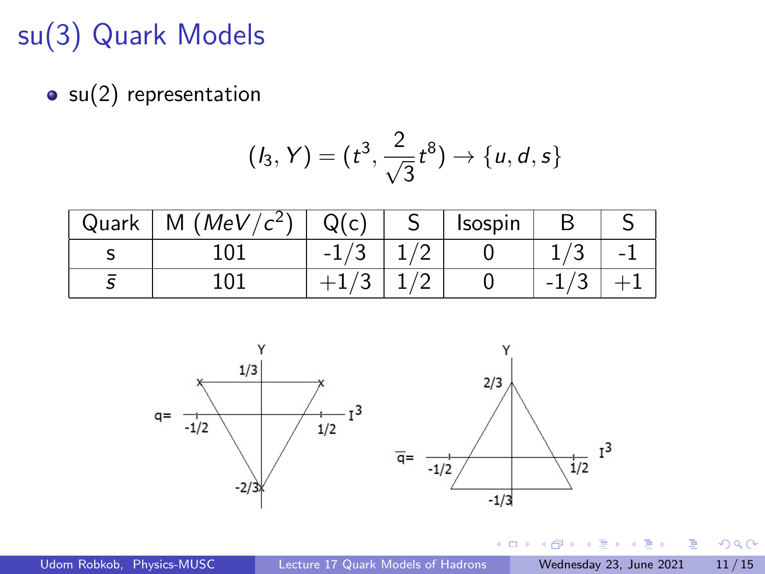# su(3) Quark Models

- su(2) representation

$$(I_3, Y) = (t^3, \frac{2}{\sqrt{3}} t^8) \rightarrow \{u, d, s\}$$

| Quark | M $(MeV/c^2)$ | Q(c) | S | Isospin | B | S |
|---|---|---|---|---|---|---|
| s | 101 | -1/3 | 1/2 | 0 | 1/3 | -1 |
| $\bar{s}$ | 101 | +1/3 | 1/2 | 0 | -1/3 | +1 |

q= (Y axis: 1/3, -2/3; $I^3$ axis: -1/2, 1/2)

$\bar{q}$= (Y axis: 2/3, -1/3; $I^3$ axis: -1/2, 1/2)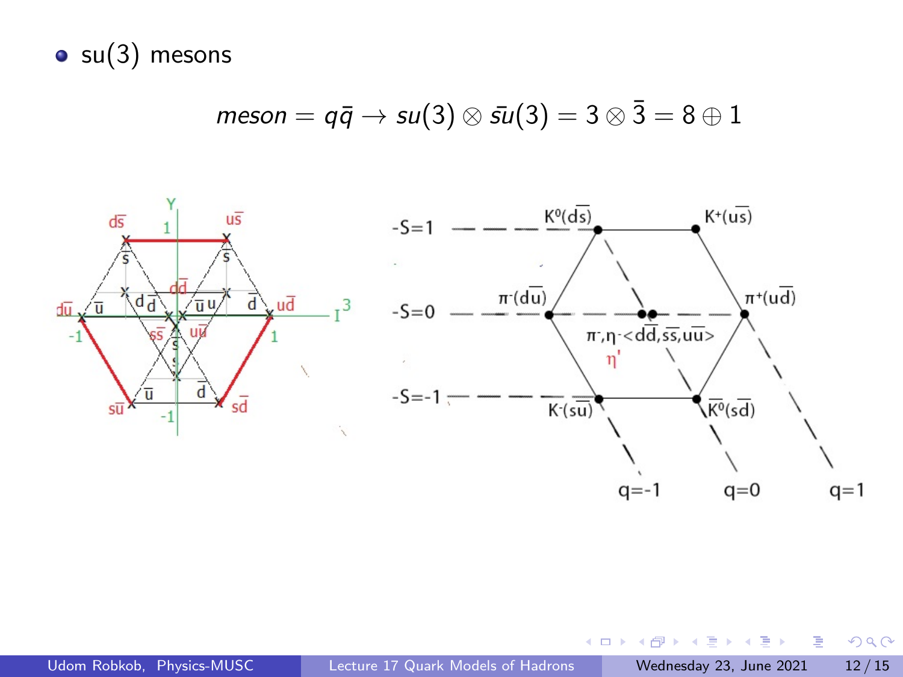- su(3) mesons

$$meson = q\bar{q} \rightarrow su(3) \otimes \bar{su}(3) = 3 \otimes \bar{3} = 8 \oplus 1$$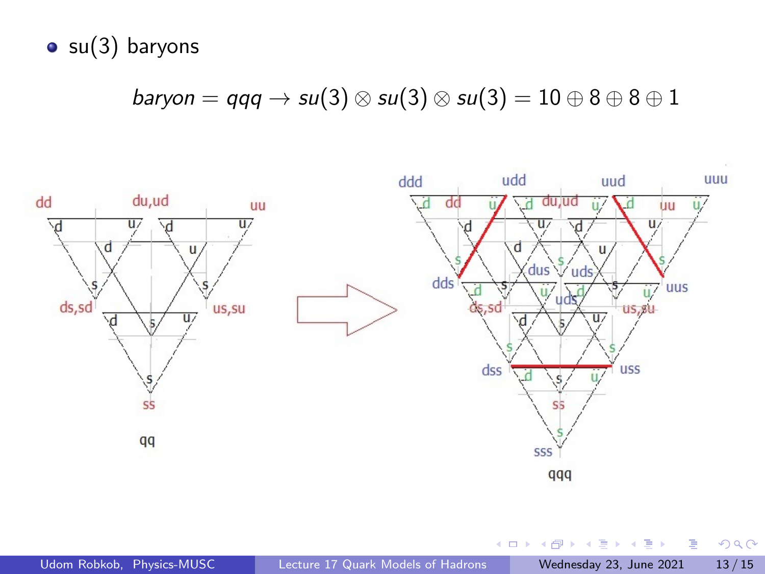- su(3) baryons

$$baryon = qqq \rightarrow su(3) \otimes su(3) \otimes su(3) = 10 \oplus 8 \oplus 8 \oplus 1$$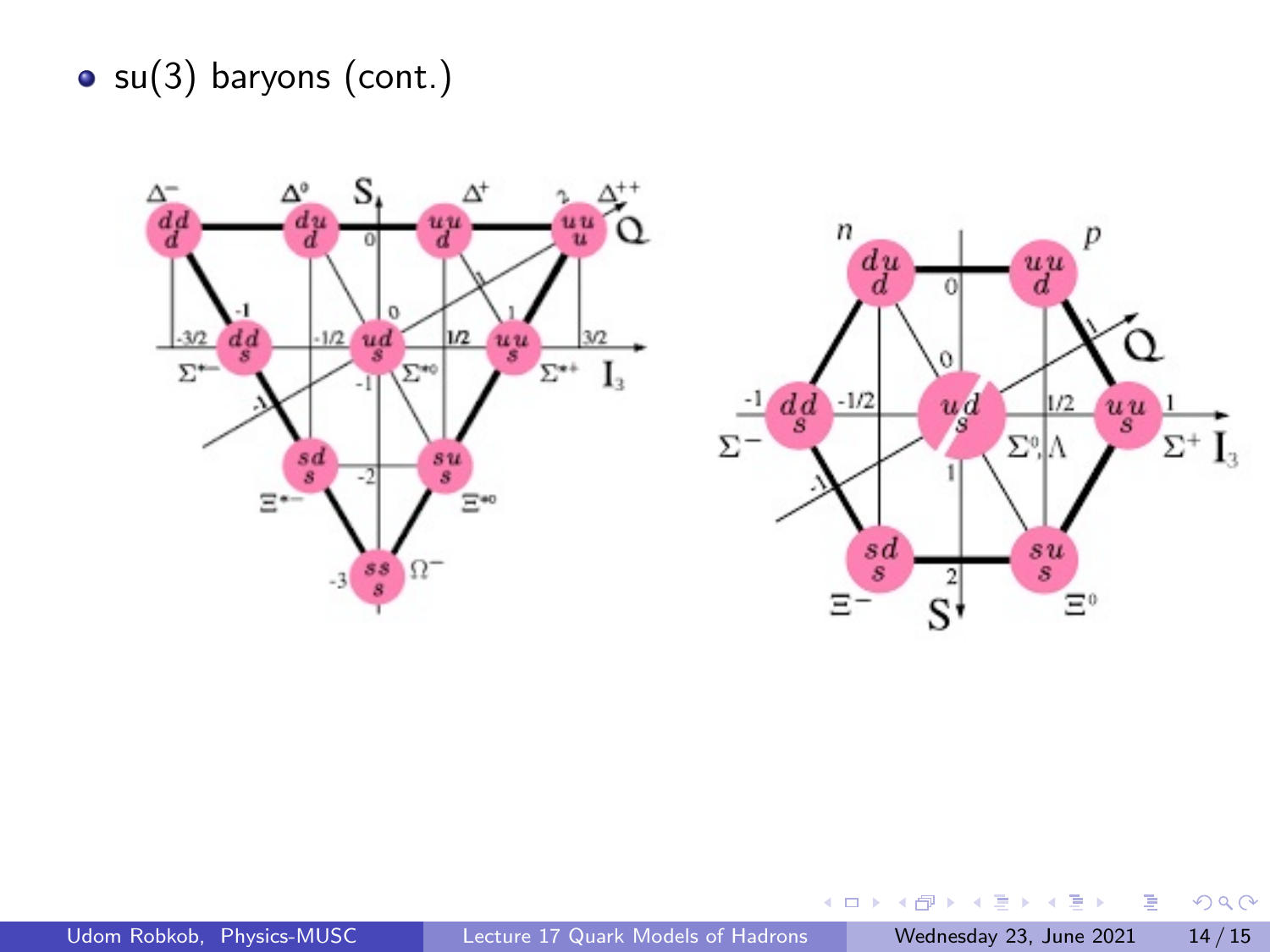- su(3) baryons (cont.)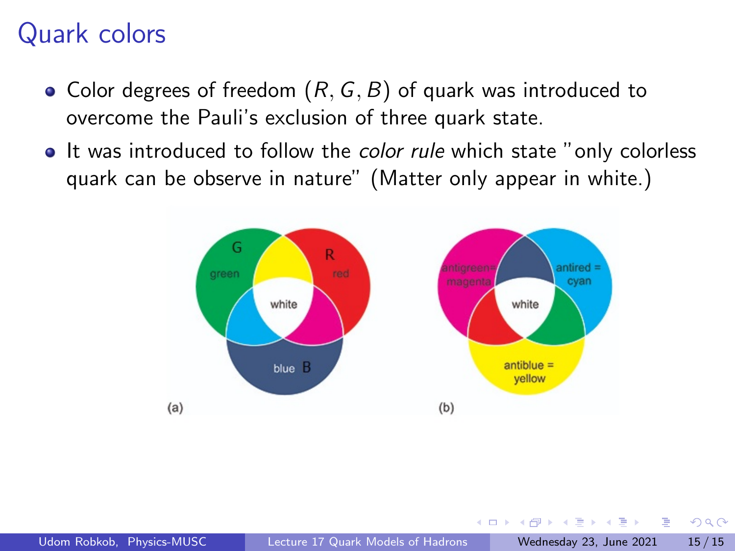# Quark colors

- Color degrees of freedom $(R, G, B)$ of quark was introduced to overcome the Pauli's exclusion of three quark state.
- It was introduced to follow the *color rule* which state "only colorless quark can be observe in nature" (Matter only appear in white.)

G
green
R
red
white
blue B
(a)

antigreen= magenta
antired = cyan
white
antiblue = yellow
(b)